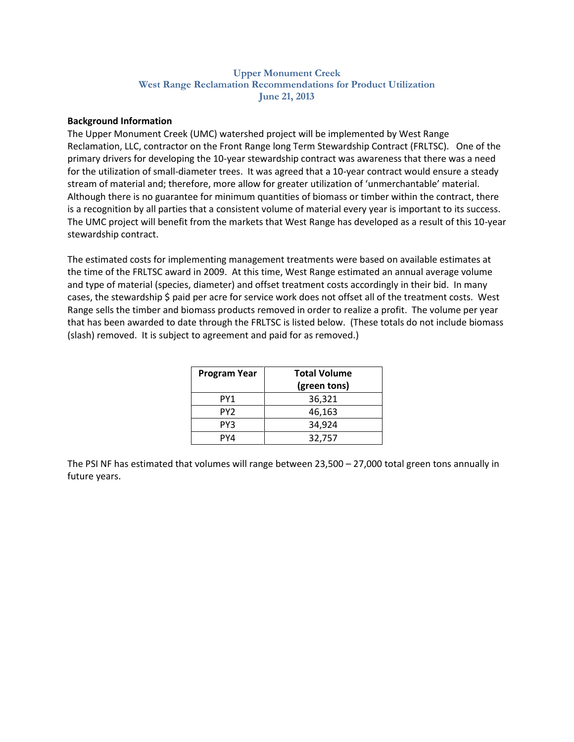# Upper Monument Creek
## West Range Reclamation Recommendations for Product Utilization
### June 21, 2013

**Background Information**

The Upper Monument Creek (UMC) watershed project will be implemented by West Range Reclamation, LLC, contractor on the Front Range long Term Stewardship Contract (FRLTSC). One of the primary drivers for developing the 10-year stewardship contract was awareness that there was a need for the utilization of small-diameter trees. It was agreed that a 10-year contract would ensure a steady stream of material and; therefore, more allow for greater utilization of 'unmerchantable' material. Although there is no guarantee for minimum quantities of biomass or timber within the contract, there is a recognition by all parties that a consistent volume of material every year is important to its success. The UMC project will benefit from the markets that West Range has developed as a result of this 10-year stewardship contract.

The estimated costs for implementing management treatments were based on available estimates at the time of the FRLTSC award in 2009. At this time, West Range estimated an annual average volume and type of material (species, diameter) and offset treatment costs accordingly in their bid. In many cases, the stewardship $ paid per acre for service work does not offset all of the treatment costs. West Range sells the timber and biomass products removed in order to realize a profit. The volume per year that has been awarded to date through the FRLTSC is listed below. (These totals do not include biomass (slash) removed. It is subject to agreement and paid for as removed.)

| Program Year | Total Volume (green tons) |
|---|---|
| PY1 | 36,321 |
| PY2 | 46,163 |
| PY3 | 34,924 |
| PY4 | 32,757 |

The PSI NF has estimated that volumes will range between 23,500 – 27,000 total green tons annually in future years.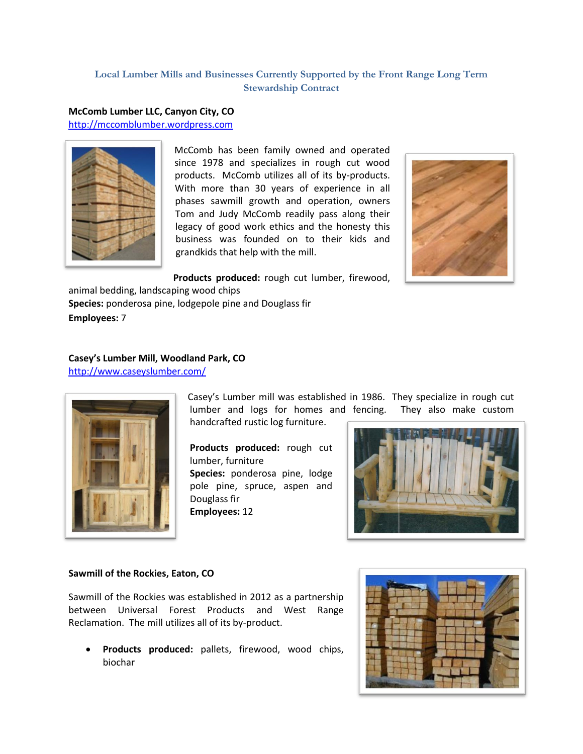## Local Lumber Mills and Businesses Currently Supported by the Front Range Long Term Stewardship Contract

**McComb Lumber LLC, Canyon City, CO**
http://mccomblumber.wordpress.com

McComb has been family owned and operated since 1978 and specializes in rough cut wood products. McComb utilizes all of its by-products. With more than 30 years of experience in all phases sawmill growth and operation, owners Tom and Judy McComb readily pass along their legacy of good work ethics and the honesty this business was founded on to their kids and grandkids that help with the mill.

**Products produced:** rough cut lumber, firewood, animal bedding, landscaping wood chips
**Species:** ponderosa pine, lodgepole pine and Douglass fir
**Employees:** 7

**Casey's Lumber Mill, Woodland Park, CO**
http://www.caseyslumber.com/

Casey's Lumber mill was established in 1986. They specialize in rough cut lumber and logs for homes and fencing. They also make custom handcrafted rustic log furniture.

**Products produced:** rough cut lumber, furniture
**Species:** ponderosa pine, lodge pole pine, spruce, aspen and Douglass fir
**Employees:** 12

**Sawmill of the Rockies, Eaton, CO**

Sawmill of the Rockies was established in 2012 as a partnership between Universal Forest Products and West Range Reclamation. The mill utilizes all of its by-product.

- **Products produced:** pallets, firewood, wood chips, biochar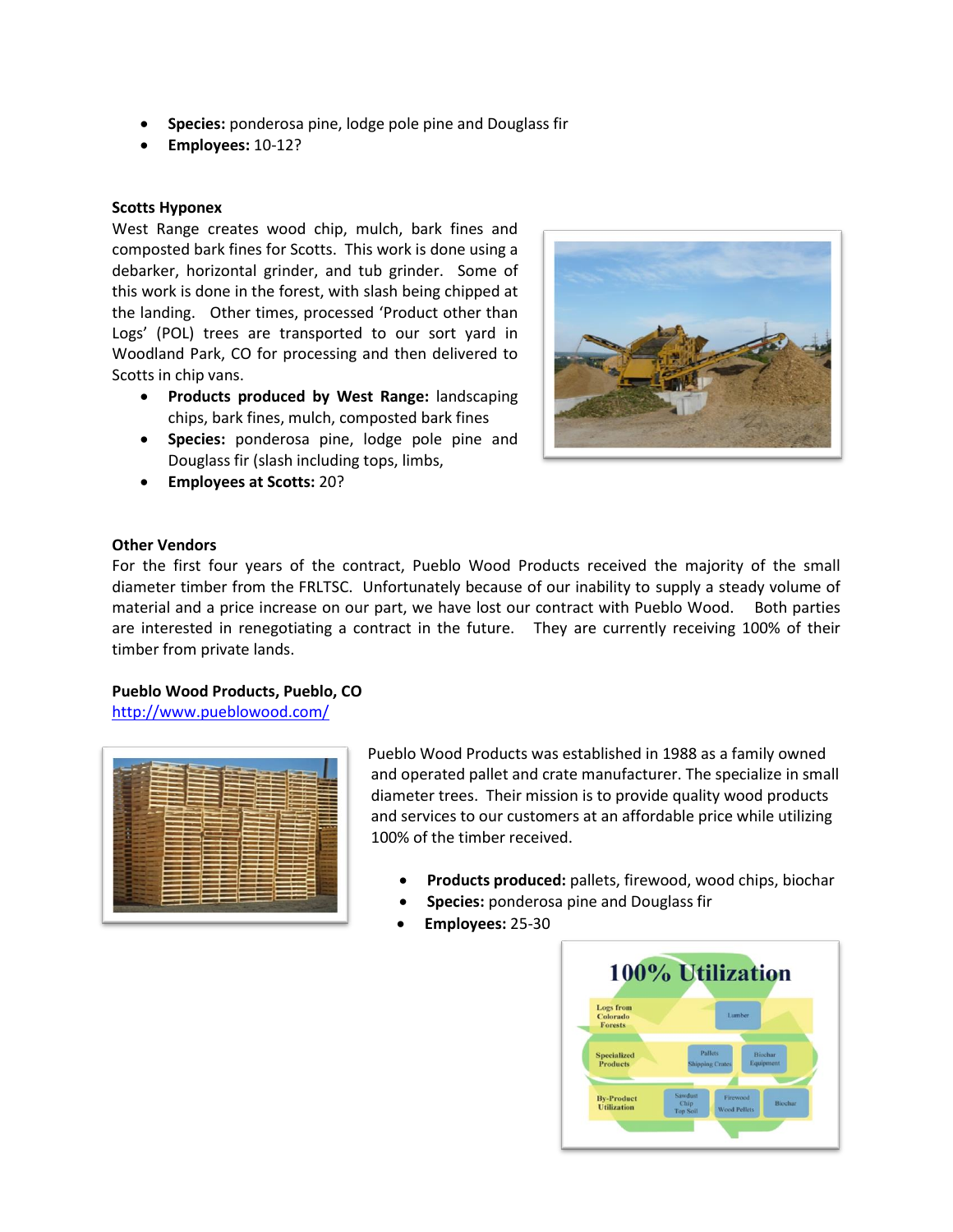- **Species:** ponderosa pine, lodge pole pine and Douglass fir
- **Employees:** 10-12?

**Scotts Hyponex**

West Range creates wood chip, mulch, bark fines and composted bark fines for Scotts. This work is done using a debarker, horizontal grinder, and tub grinder. Some of this work is done in the forest, with slash being chipped at the landing. Other times, processed 'Product other than Logs' (POL) trees are transported to our sort yard in Woodland Park, CO for processing and then delivered to Scotts in chip vans.

- **Products produced by West Range:** landscaping chips, bark fines, mulch, composted bark fines
- **Species:** ponderosa pine, lodge pole pine and Douglass fir (slash including tops, limbs,
- **Employees at Scotts:** 20?

**Other Vendors**

For the first four years of the contract, Pueblo Wood Products received the majority of the small diameter timber from the FRLTSC. Unfortunately because of our inability to supply a steady volume of material and a price increase on our part, we have lost our contract with Pueblo Wood. Both parties are interested in renegotiating a contract in the future. They are currently receiving 100% of their timber from private lands.

**Pueblo Wood Products, Pueblo, CO**

http://www.pueblowood.com/

Pueblo Wood Products was established in 1988 as a family owned and operated pallet and crate manufacturer. The specialize in small diameter trees. Their mission is to provide quality wood products and services to our customers at an affordable price while utilizing 100% of the timber received.

- **Products produced:** pallets, firewood, wood chips, biochar
- **Species:** ponderosa pine and Douglass fir
- **Employees:** 25-30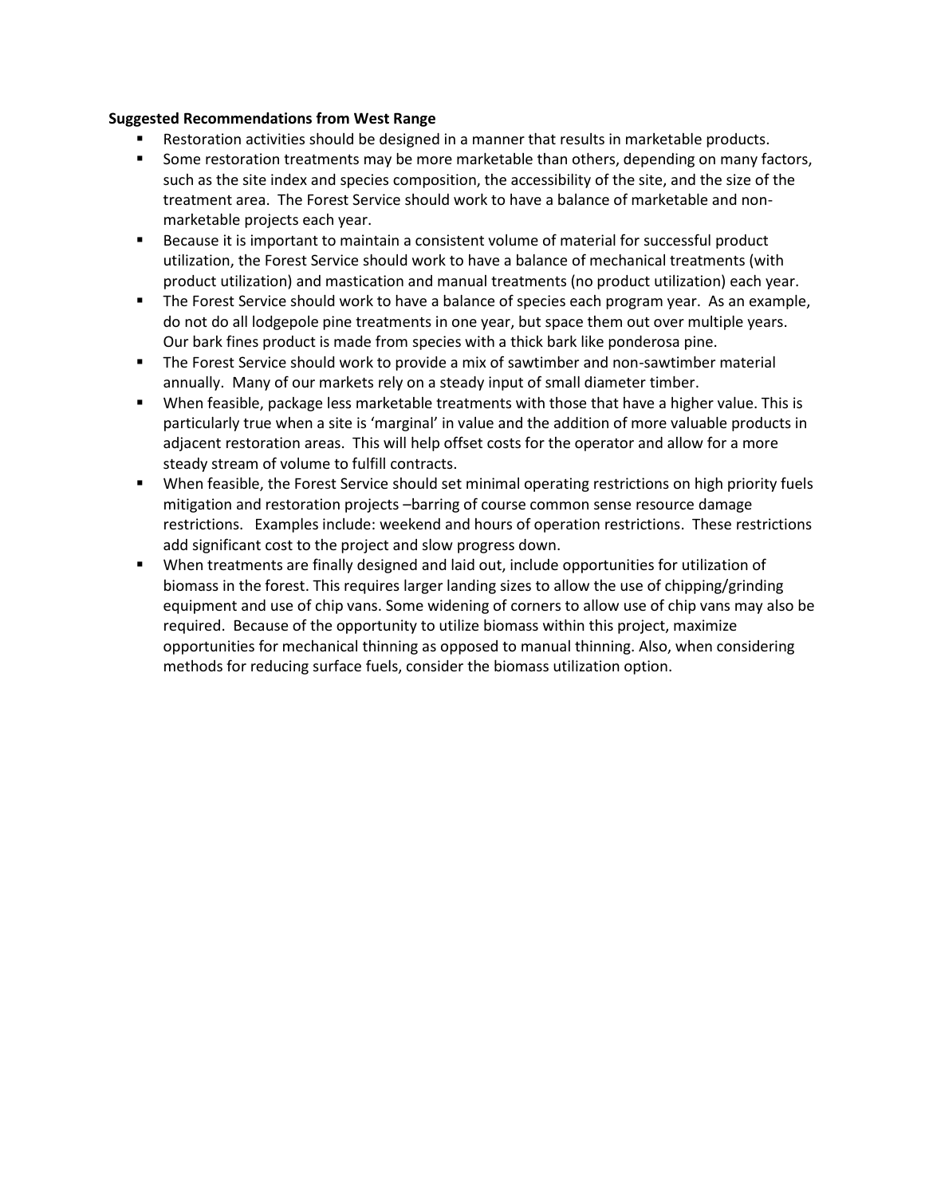**Suggested Recommendations from West Range**

- Restoration activities should be designed in a manner that results in marketable products.
- Some restoration treatments may be more marketable than others, depending on many factors, such as the site index and species composition, the accessibility of the site, and the size of the treatment area. The Forest Service should work to have a balance of marketable and non-marketable projects each year.
- Because it is important to maintain a consistent volume of material for successful product utilization, the Forest Service should work to have a balance of mechanical treatments (with product utilization) and mastication and manual treatments (no product utilization) each year.
- The Forest Service should work to have a balance of species each program year. As an example, do not do all lodgepole pine treatments in one year, but space them out over multiple years. Our bark fines product is made from species with a thick bark like ponderosa pine.
- The Forest Service should work to provide a mix of sawtimber and non-sawtimber material annually. Many of our markets rely on a steady input of small diameter timber.
- When feasible, package less marketable treatments with those that have a higher value. This is particularly true when a site is 'marginal' in value and the addition of more valuable products in adjacent restoration areas. This will help offset costs for the operator and allow for a more steady stream of volume to fulfill contracts.
- When feasible, the Forest Service should set minimal operating restrictions on high priority fuels mitigation and restoration projects –barring of course common sense resource damage restrictions. Examples include: weekend and hours of operation restrictions. These restrictions add significant cost to the project and slow progress down.
- When treatments are finally designed and laid out, include opportunities for utilization of biomass in the forest. This requires larger landing sizes to allow the use of chipping/grinding equipment and use of chip vans. Some widening of corners to allow use of chip vans may also be required. Because of the opportunity to utilize biomass within this project, maximize opportunities for mechanical thinning as opposed to manual thinning. Also, when considering methods for reducing surface fuels, consider the biomass utilization option.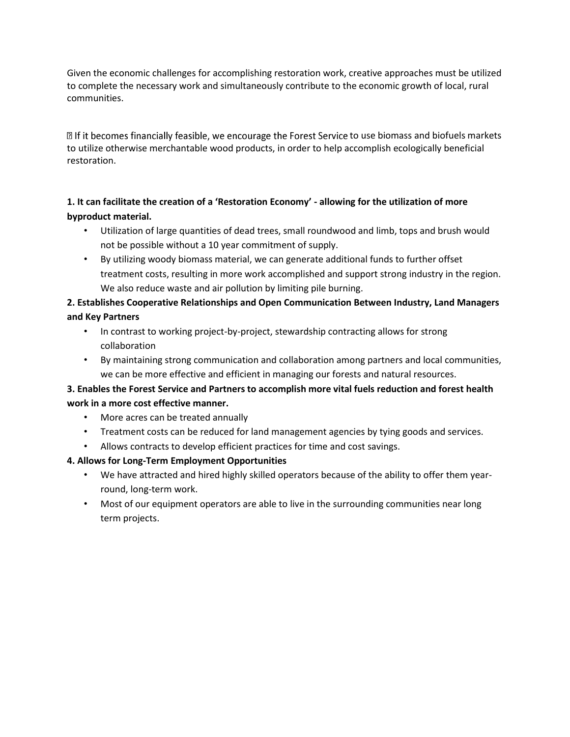Given the economic challenges for accomplishing restoration work, creative approaches must be utilized to complete the necessary work and simultaneously contribute to the economic growth of local, rural communities.

 If it becomes financially feasible, we encourage the Forest Service to use biomass and biofuels markets to utilize otherwise merchantable wood products, in order to help accomplish ecologically beneficial restoration.

**1. It can facilitate the creation of a 'Restoration Economy' - allowing for the utilization of more byproduct material.**

- Utilization of large quantities of dead trees, small roundwood and limb, tops and brush would not be possible without a 10 year commitment of supply.
- By utilizing woody biomass material, we can generate additional funds to further offset treatment costs, resulting in more work accomplished and support strong industry in the region. We also reduce waste and air pollution by limiting pile burning.

**2. Establishes Cooperative Relationships and Open Communication Between Industry, Land Managers and Key Partners**

- In contrast to working project-by-project, stewardship contracting allows for strong collaboration
- By maintaining strong communication and collaboration among partners and local communities, we can be more effective and efficient in managing our forests and natural resources.

**3. Enables the Forest Service and Partners to accomplish more vital fuels reduction and forest health work in a more cost effective manner.**

- More acres can be treated annually
- Treatment costs can be reduced for land management agencies by tying goods and services.
- Allows contracts to develop efficient practices for time and cost savings.

**4. Allows for Long-Term Employment Opportunities**

- We have attracted and hired highly skilled operators because of the ability to offer them year-round, long-term work.
- Most of our equipment operators are able to live in the surrounding communities near long term projects.